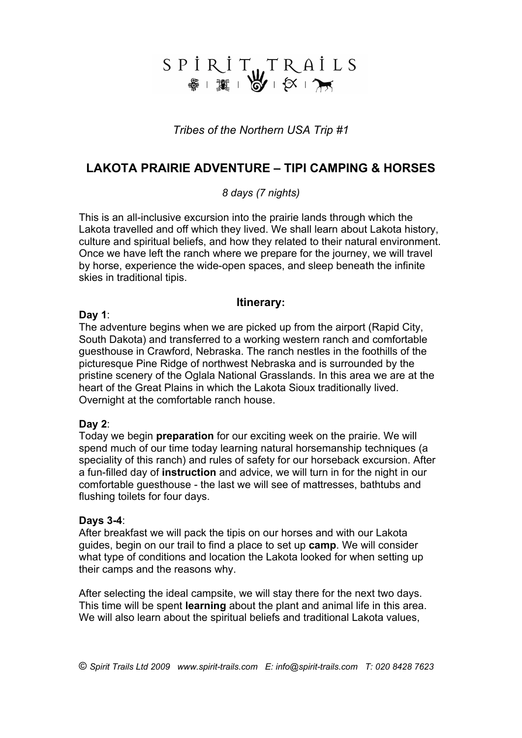# SPIRIT TRAILS

*Tribes of the Northern USA Trip #1*

## LAKOTA PRAIRIE ADVENTURE – TIPI CAMPING & HORSES

*8 days (7 nights)*

This is an all-inclusive excursion into the prairie lands through which the Lakota travelled and off which they lived. We shall learn about Lakota history, culture and spiritual beliefs, and how they related to their natural environment. Once we have left the ranch where we prepare for the journey, we will travel by horse, experience the wide-open spaces, and sleep beneath the infinite skies in traditional tipis.

### Itinerary:

**Day 1**:
The adventure begins when we are picked up from the airport (Rapid City, South Dakota) and transferred to a working western ranch and comfortable guesthouse in Crawford, Nebraska. The ranch nestles in the foothills of the picturesque Pine Ridge of northwest Nebraska and is surrounded by the pristine scenery of the Oglala National Grasslands. In this area we are at the heart of the Great Plains in which the Lakota Sioux traditionally lived. Overnight at the comfortable ranch house.

**Day 2**:
Today we begin **preparation** for our exciting week on the prairie. We will spend much of our time today learning natural horsemanship techniques (a speciality of this ranch) and rules of safety for our horseback excursion. After a fun-filled day of **instruction** and advice, we will turn in for the night in our comfortable guesthouse - the last we will see of mattresses, bathtubs and flushing toilets for four days.

**Days 3-4**:
After breakfast we will pack the tipis on our horses and with our Lakota guides, begin on our trail to find a place to set up **camp**. We will consider what type of conditions and location the Lakota looked for when setting up their camps and the reasons why.

After selecting the ideal campsite, we will stay there for the next two days. This time will be spent **learning** about the plant and animal life in this area. We will also learn about the spiritual beliefs and traditional Lakota values,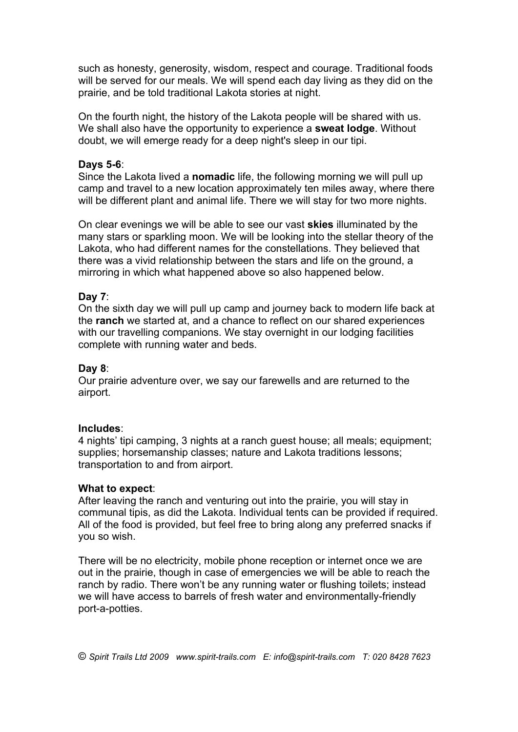such as honesty, generosity, wisdom, respect and courage. Traditional foods will be served for our meals. We will spend each day living as they did on the prairie, and be told traditional Lakota stories at night.

On the fourth night, the history of the Lakota people will be shared with us. We shall also have the opportunity to experience a **sweat lodge**. Without doubt, we will emerge ready for a deep night's sleep in our tipi.

**Days 5-6**:
Since the Lakota lived a **nomadic** life, the following morning we will pull up camp and travel to a new location approximately ten miles away, where there will be different plant and animal life. There we will stay for two more nights.

On clear evenings we will be able to see our vast **skies** illuminated by the many stars or sparkling moon. We will be looking into the stellar theory of the Lakota, who had different names for the constellations. They believed that there was a vivid relationship between the stars and life on the ground, a mirroring in which what happened above so also happened below.

**Day 7**:
On the sixth day we will pull up camp and journey back to modern life back at the **ranch** we started at, and a chance to reflect on our shared experiences with our travelling companions. We stay overnight in our lodging facilities complete with running water and beds.

**Day 8**:
Our prairie adventure over, we say our farewells and are returned to the airport.

**Includes**:
4 nights' tipi camping, 3 nights at a ranch guest house; all meals; equipment; supplies; horsemanship classes; nature and Lakota traditions lessons; transportation to and from airport.

**What to expect**:
After leaving the ranch and venturing out into the prairie, you will stay in communal tipis, as did the Lakota. Individual tents can be provided if required. All of the food is provided, but feel free to bring along any preferred snacks if you so wish.

There will be no electricity, mobile phone reception or internet once we are out in the prairie, though in case of emergencies we will be able to reach the ranch by radio. There won't be any running water or flushing toilets; instead we will have access to barrels of fresh water and environmentally-friendly port-a-potties.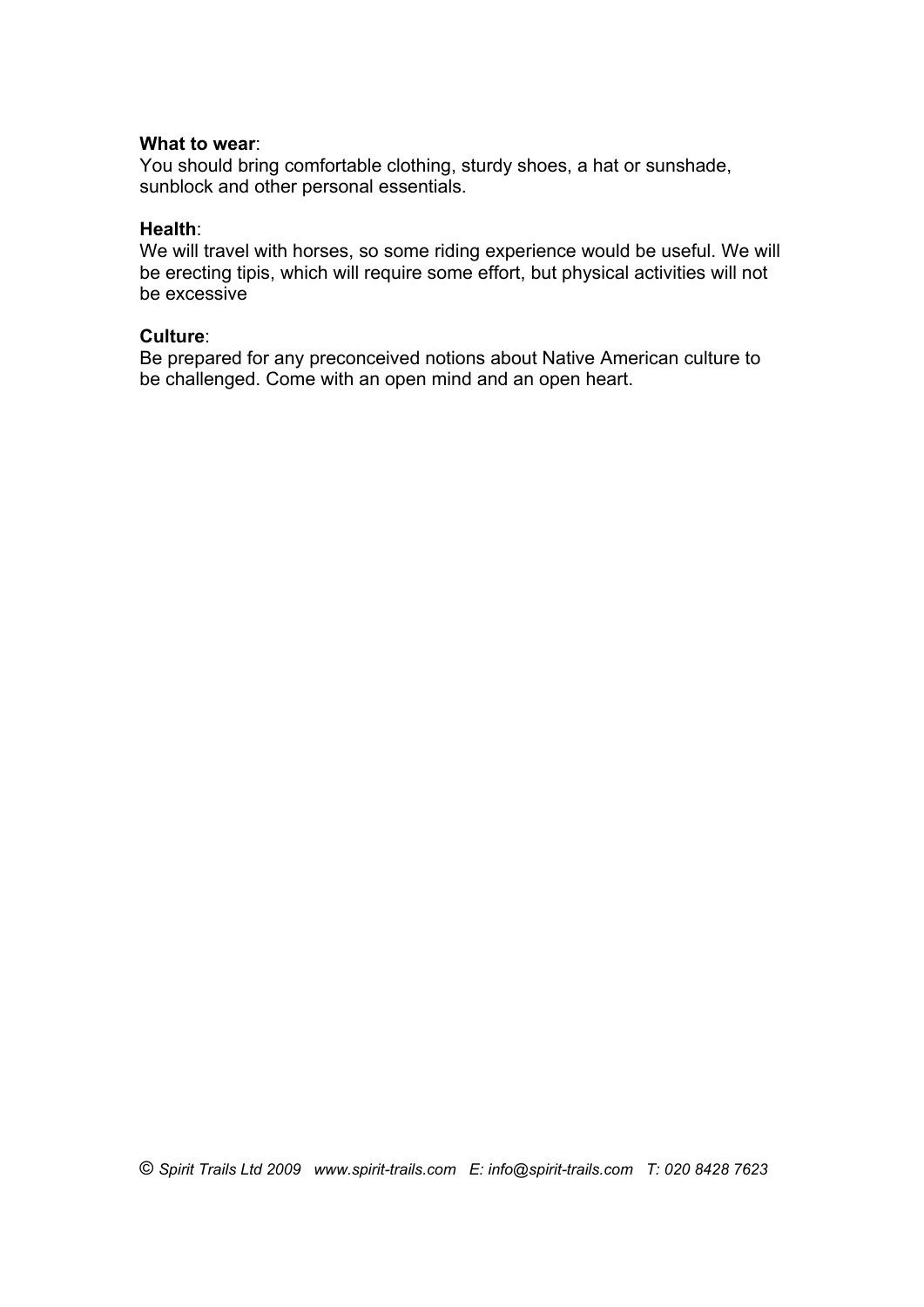**What to wear**:
You should bring comfortable clothing, sturdy shoes, a hat or sunshade, sunblock and other personal essentials.

**Health**:
We will travel with horses, so some riding experience would be useful. We will be erecting tipis, which will require some effort, but physical activities will not be excessive

**Culture**:
Be prepared for any preconceived notions about Native American culture to be challenged. Come with an open mind and an open heart.